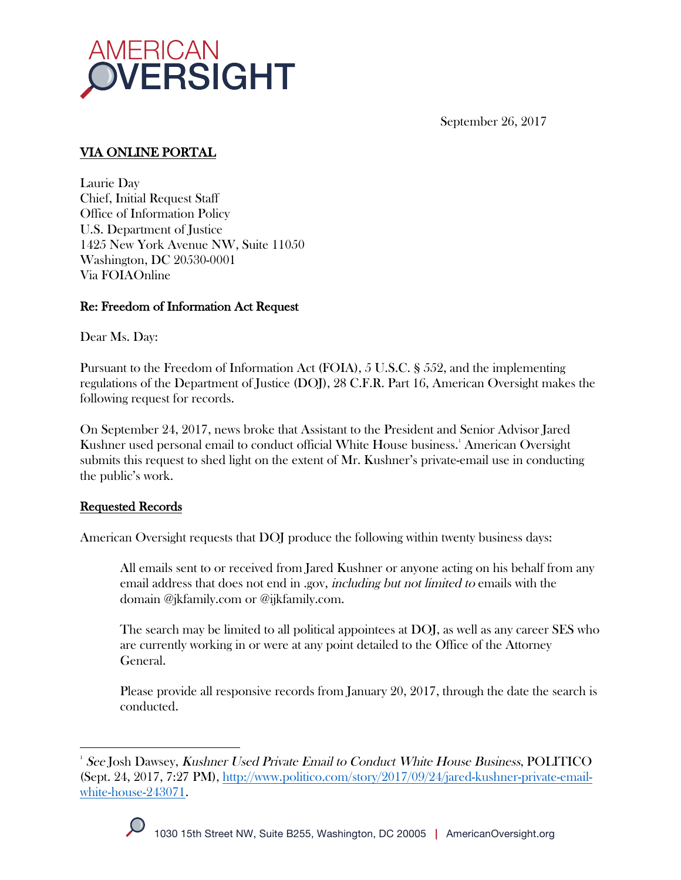AMERICAN OVERSIGHT

September 26, 2017

**VIA ONLINE PORTAL**

Laurie Day
Chief, Initial Request Staff
Office of Information Policy
U.S. Department of Justice
1425 New York Avenue NW, Suite 11050
Washington, DC 20530-0001
Via FOIAOnline

**Re: Freedom of Information Act Request**

Dear Ms. Day:

Pursuant to the Freedom of Information Act (FOIA), 5 U.S.C. § 552, and the implementing regulations of the Department of Justice (DOJ), 28 C.F.R. Part 16, American Oversight makes the following request for records.

On September 24, 2017, news broke that Assistant to the President and Senior Advisor Jared Kushner used personal email to conduct official White House business.[1] American Oversight submits this request to shed light on the extent of Mr. Kushner's private-email use in conducting the public's work.

**Requested Records**

American Oversight requests that DOJ produce the following within twenty business days:

> All emails sent to or received from Jared Kushner or anyone acting on his behalf from any email address that does not end in .gov, *including but not limited to* emails with the domain @jkfamily.com or @ijkfamily.com.
>
> The search may be limited to all political appointees at DOJ, as well as any career SES who are currently working in or were at any point detailed to the Office of the Attorney General.
>
> Please provide all responsive records from January 20, 2017, through the date the search is conducted.

[1] *See* Josh Dawsey, *Kushner Used Private Email to Conduct White House Business*, POLITICO (Sept. 24, 2017, 7:27 PM), http://www.politico.com/story/2017/09/24/jared-kushner-private-email-white-house-243071.

1030 15th Street NW, Suite B255, Washington, DC 20005 | AmericanOversight.org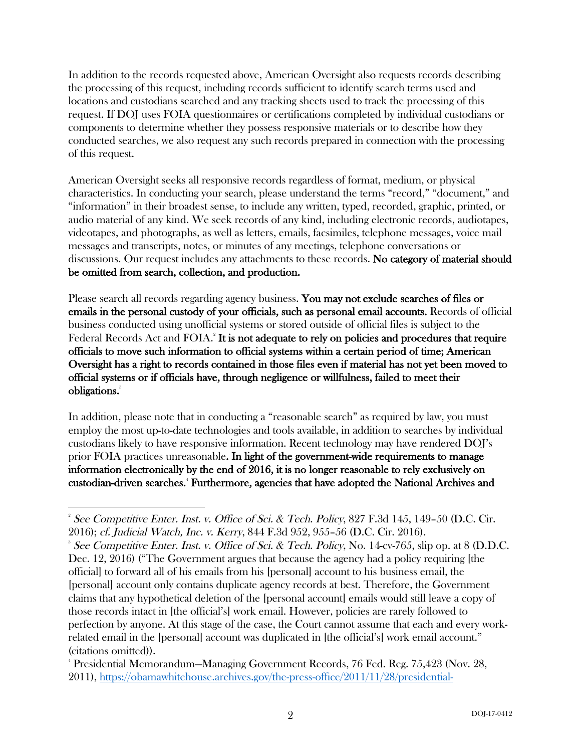In addition to the records requested above, American Oversight also requests records describing the processing of this request, including records sufficient to identify search terms used and locations and custodians searched and any tracking sheets used to track the processing of this request. If DOJ uses FOIA questionnaires or certifications completed by individual custodians or components to determine whether they possess responsive materials or to describe how they conducted searches, we also request any such records prepared in connection with the processing of this request.

American Oversight seeks all responsive records regardless of format, medium, or physical characteristics. In conducting your search, please understand the terms "record," "document," and "information" in their broadest sense, to include any written, typed, recorded, graphic, printed, or audio material of any kind. We seek records of any kind, including electronic records, audiotapes, videotapes, and photographs, as well as letters, emails, facsimiles, telephone messages, voice mail messages and transcripts, notes, or minutes of any meetings, telephone conversations or discussions. Our request includes any attachments to these records. **No category of material should be omitted from search, collection, and production.**

Please search all records regarding agency business. **You may not exclude searches of files or emails in the personal custody of your officials, such as personal email accounts.** Records of official business conducted using unofficial systems or stored outside of official files is subject to the Federal Records Act and FOIA.[2] **It is not adequate to rely on policies and procedures that require officials to move such information to official systems within a certain period of time; American Oversight has a right to records contained in those files even if material has not yet been moved to official systems or if officials have, through negligence or willfulness, failed to meet their obligations.**[3]

In addition, please note that in conducting a "reasonable search" as required by law, you must employ the most up-to-date technologies and tools available, in addition to searches by individual custodians likely to have responsive information. Recent technology may have rendered DOJ's prior FOIA practices unreasonable**. In light of the government-wide requirements to manage information electronically by the end of 2016, it is no longer reasonable to rely exclusively on custodian-driven searches.**[4] **Furthermore, agencies that have adopted the National Archives and**

---

[2] *See Competitive Enter. Inst. v. Office of Sci. & Tech. Policy*, 827 F.3d 145, 149–50 (D.C. Cir. 2016); *cf. Judicial Watch, Inc. v. Kerry*, 844 F.3d 952, 955–56 (D.C. Cir. 2016).

[3] *See Competitive Enter. Inst. v. Office of Sci. & Tech. Policy*, No. 14-cv-765, slip op. at 8 (D.D.C. Dec. 12, 2016) ("The Government argues that because the agency had a policy requiring [the official] to forward all of his emails from his [personal] account to his business email, the [personal] account only contains duplicate agency records at best. Therefore, the Government claims that any hypothetical deletion of the [personal account] emails would still leave a copy of those records intact in [the official's] work email. However, policies are rarely followed to perfection by anyone. At this stage of the case, the Court cannot assume that each and every work-related email in the [personal] account was duplicated in [the official's] work email account." (citations omitted)).

[4] Presidential Memorandum—Managing Government Records, 76 Fed. Reg. 75,423 (Nov. 28, 2011), https://obamawhitehouse.archives.gov/the-press-office/2011/11/28/presidential-

DOJ-17-0412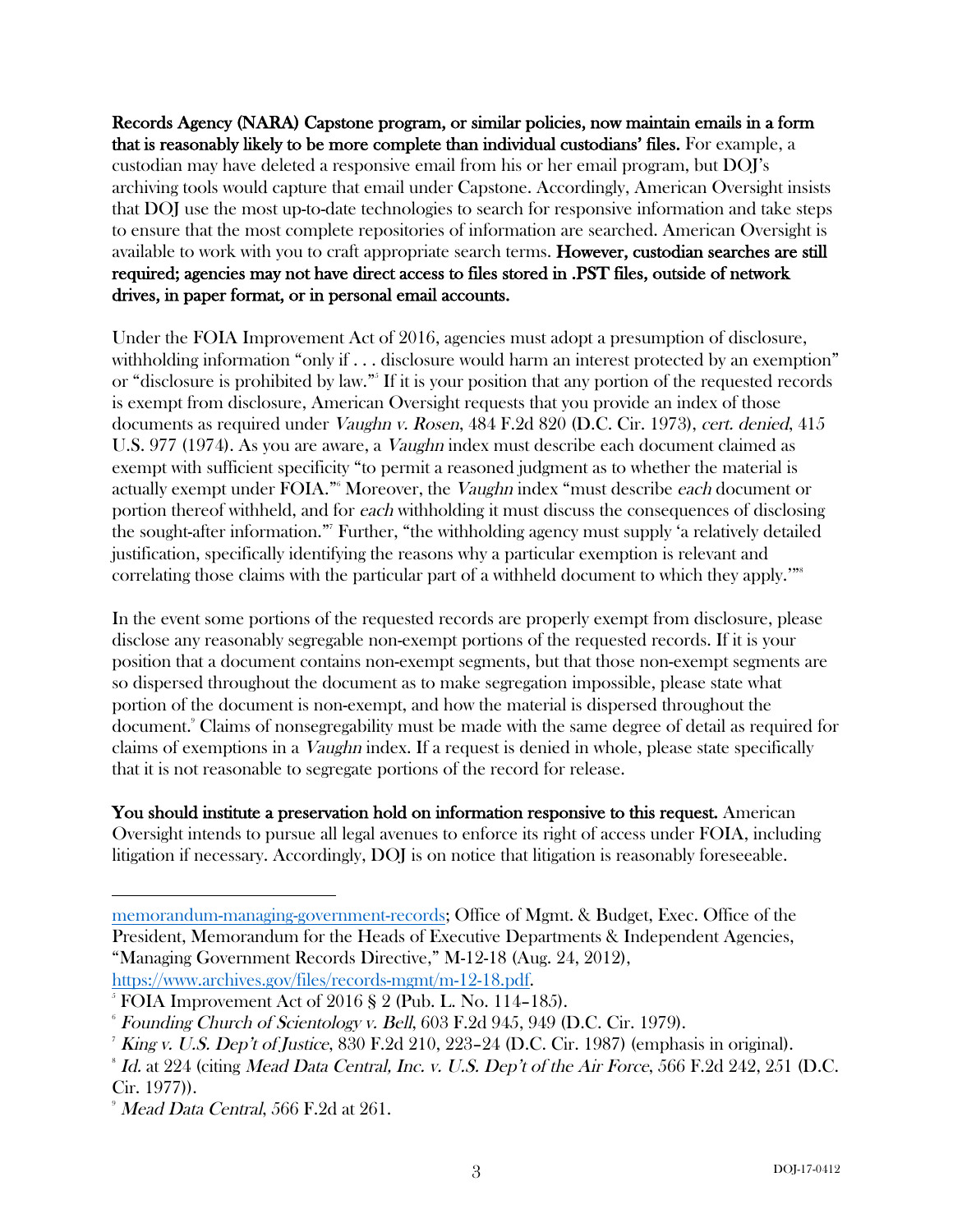**Records Agency (NARA) Capstone program, or similar policies, now maintain emails in a form that is reasonably likely to be more complete than individual custodians' files.** For example, a custodian may have deleted a responsive email from his or her email program, but DOJ's archiving tools would capture that email under Capstone. Accordingly, American Oversight insists that DOJ use the most up-to-date technologies to search for responsive information and take steps to ensure that the most complete repositories of information are searched. American Oversight is available to work with you to craft appropriate search terms. **However, custodian searches are still required; agencies may not have direct access to files stored in .PST files, outside of network drives, in paper format, or in personal email accounts.**

Under the FOIA Improvement Act of 2016, agencies must adopt a presumption of disclosure, withholding information "only if . . . disclosure would harm an interest protected by an exemption" or "disclosure is prohibited by law."[5] If it is your position that any portion of the requested records is exempt from disclosure, American Oversight requests that you provide an index of those documents as required under *Vaughn v. Rosen*, 484 F.2d 820 (D.C. Cir. 1973), *cert. denied*, 415 U.S. 977 (1974). As you are aware, a *Vaughn* index must describe each document claimed as exempt with sufficient specificity "to permit a reasoned judgment as to whether the material is actually exempt under FOIA."[6] Moreover, the *Vaughn* index "must describe *each* document or portion thereof withheld, and for *each* withholding it must discuss the consequences of disclosing the sought-after information."[7] Further, "the withholding agency must supply 'a relatively detailed justification, specifically identifying the reasons why a particular exemption is relevant and correlating those claims with the particular part of a withheld document to which they apply.'"[8]

In the event some portions of the requested records are properly exempt from disclosure, please disclose any reasonably segregable non-exempt portions of the requested records. If it is your position that a document contains non-exempt segments, but that those non-exempt segments are so dispersed throughout the document as to make segregation impossible, please state what portion of the document is non-exempt, and how the material is dispersed throughout the document.[9] Claims of nonsegregability must be made with the same degree of detail as required for claims of exemptions in a *Vaughn* index. If a request is denied in whole, please state specifically that it is not reasonable to segregate portions of the record for release.

**You should institute a preservation hold on information responsive to this request.** American Oversight intends to pursue all legal avenues to enforce its right of access under FOIA, including litigation if necessary. Accordingly, DOJ is on notice that litigation is reasonably foreseeable.

---

memorandum-managing-government-records; Office of Mgmt. & Budget, Exec. Office of the President, Memorandum for the Heads of Executive Departments & Independent Agencies, "Managing Government Records Directive," M-12-18 (Aug. 24, 2012), https://www.archives.gov/files/records-mgmt/m-12-18.pdf.

[5] FOIA Improvement Act of 2016 § 2 (Pub. L. No. 114–185).

[6] *Founding Church of Scientology v. Bell*, 603 F.2d 945, 949 (D.C. Cir. 1979).

[7] *King v. U.S. Dep't of Justice*, 830 F.2d 210, 223–24 (D.C. Cir. 1987) (emphasis in original).

[8] *Id.* at 224 (citing *Mead Data Central, Inc. v. U.S. Dep't of the Air Force*, 566 F.2d 242, 251 (D.C. Cir. 1977)).

[9] *Mead Data Central*, 566 F.2d at 261.

DOJ-17-0412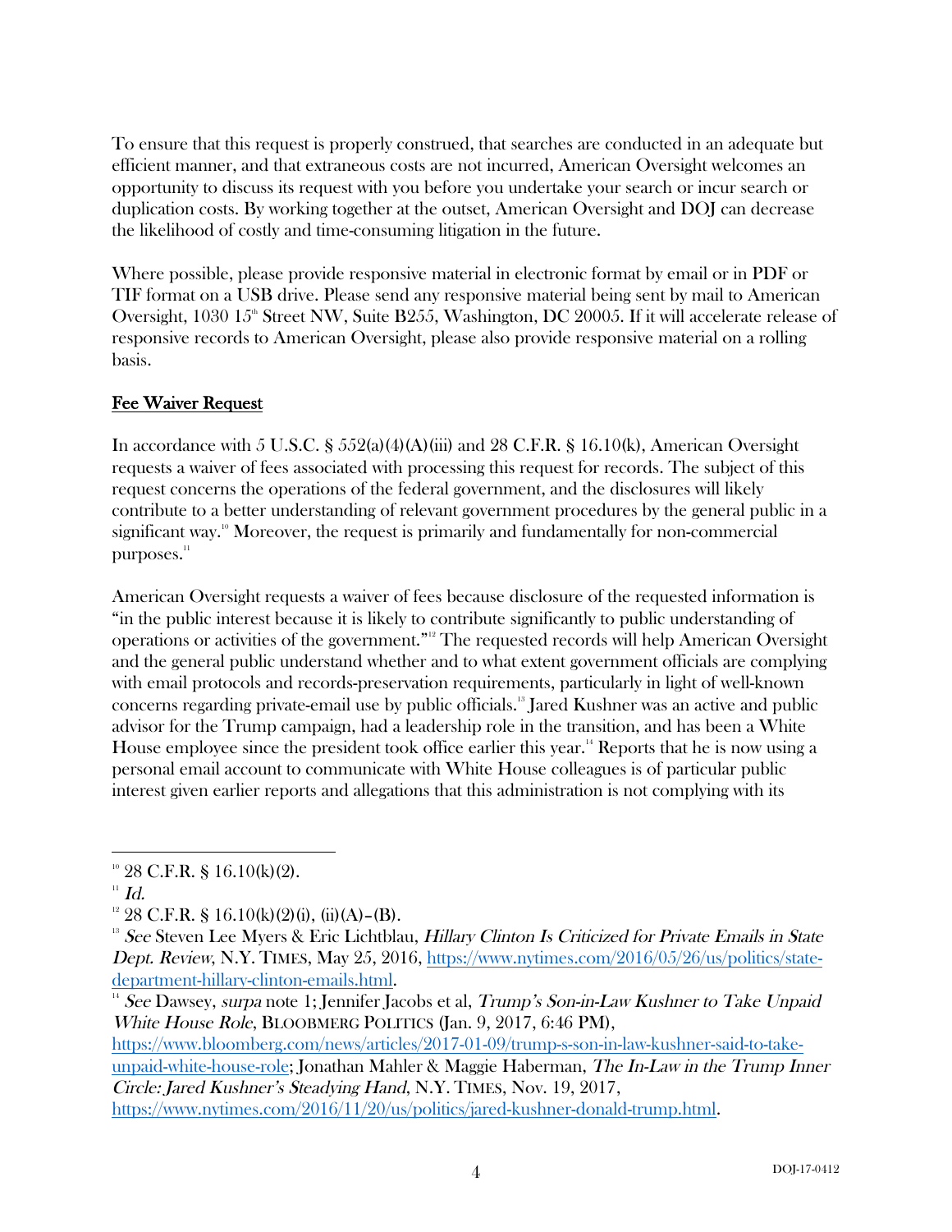To ensure that this request is properly construed, that searches are conducted in an adequate but efficient manner, and that extraneous costs are not incurred, American Oversight welcomes an opportunity to discuss its request with you before you undertake your search or incur search or duplication costs. By working together at the outset, American Oversight and DOJ can decrease the likelihood of costly and time-consuming litigation in the future.

Where possible, please provide responsive material in electronic format by email or in PDF or TIF format on a USB drive. Please send any responsive material being sent by mail to American Oversight, 1030 15th Street NW, Suite B255, Washington, DC 20005. If it will accelerate release of responsive records to American Oversight, please also provide responsive material on a rolling basis.

## Fee Waiver Request

In accordance with 5 U.S.C. § 552(a)(4)(A)(iii) and 28 C.F.R. § 16.10(k), American Oversight requests a waiver of fees associated with processing this request for records. The subject of this request concerns the operations of the federal government, and the disclosures will likely contribute to a better understanding of relevant government procedures by the general public in a significant way.[10] Moreover, the request is primarily and fundamentally for non-commercial purposes.[11]

American Oversight requests a waiver of fees because disclosure of the requested information is "in the public interest because it is likely to contribute significantly to public understanding of operations or activities of the government."[12] The requested records will help American Oversight and the general public understand whether and to what extent government officials are complying with email protocols and records-preservation requirements, particularly in light of well-known concerns regarding private-email use by public officials.[13] Jared Kushner was an active and public advisor for the Trump campaign, had a leadership role in the transition, and has been a White House employee since the president took office earlier this year.[14] Reports that he is now using a personal email account to communicate with White House colleagues is of particular public interest given earlier reports and allegations that this administration is not complying with its

---

[10] 28 C.F.R. § 16.10(k)(2).

[11] *Id.*

[12] 28 C.F.R. § 16.10(k)(2)(i), (ii)(A)–(B).

[13] *See* Steven Lee Myers & Eric Lichtblau, *Hillary Clinton Is Criticized for Private Emails in State Dept. Review*, N.Y. TIMES, May 25, 2016, https://www.nytimes.com/2016/05/26/us/politics/state-department-hillary-clinton-emails.html.

[14] *See* Dawsey, *surpa* note 1; Jennifer Jacobs et al, *Trump's Son-in-Law Kushner to Take Unpaid White House Role*, BLOOBMERG POLITICS (Jan. 9, 2017, 6:46 PM), https://www.bloomberg.com/news/articles/2017-01-09/trump-s-son-in-law-kushner-said-to-take-unpaid-white-house-role; Jonathan Mahler & Maggie Haberman, *The In-Law in the Trump Inner Circle: Jared Kushner's Steadying Hand*, N.Y. TIMES, Nov. 19, 2017, https://www.nytimes.com/2016/11/20/us/politics/jared-kushner-donald-trump.html.

DOJ-17-0412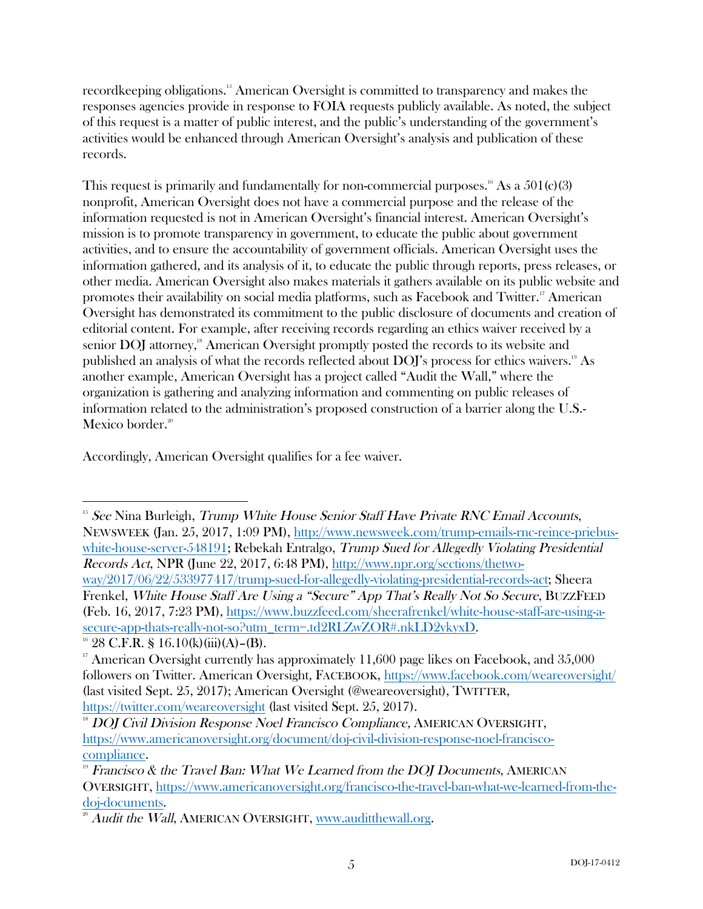recordkeeping obligations.[15] American Oversight is committed to transparency and makes the responses agencies provide in response to FOIA requests publicly available. As noted, the subject of this request is a matter of public interest, and the public's understanding of the government's activities would be enhanced through American Oversight's analysis and publication of these records.

This request is primarily and fundamentally for non-commercial purposes.[16] As a 501(c)(3) nonprofit, American Oversight does not have a commercial purpose and the release of the information requested is not in American Oversight's financial interest. American Oversight's mission is to promote transparency in government, to educate the public about government activities, and to ensure the accountability of government officials. American Oversight uses the information gathered, and its analysis of it, to educate the public through reports, press releases, or other media. American Oversight also makes materials it gathers available on its public website and promotes their availability on social media platforms, such as Facebook and Twitter.[17] American Oversight has demonstrated its commitment to the public disclosure of documents and creation of editorial content. For example, after receiving records regarding an ethics waiver received by a senior DOJ attorney,[18] American Oversight promptly posted the records to its website and published an analysis of what the records reflected about DOJ's process for ethics waivers.[19] As another example, American Oversight has a project called "Audit the Wall," where the organization is gathering and analyzing information and commenting on public releases of information related to the administration's proposed construction of a barrier along the U.S.-Mexico border.[20]

Accordingly, American Oversight qualifies for a fee waiver.

---

[15] *See* Nina Burleigh, *Trump White House Senior Staff Have Private RNC Email Accounts*, NEWSWEEK (Jan. 25, 2017, 1:09 PM), http://www.newsweek.com/trump-emails-rnc-reince-priebus-white-house-server-548191; Rebekah Entralgo, *Trump Sued for Allegedly Violating Presidential Records Act*, NPR (June 22, 2017, 6:48 PM), http://www.npr.org/sections/thetwo-way/2017/06/22/533977417/trump-sued-for-allegedly-violating-presidential-records-act; Sheera Frenkel, *White House Staff Are Using a "Secure" App That's Really Not So Secure*, BUZZFEED (Feb. 16, 2017, 7:23 PM), https://www.buzzfeed.com/sheerafrenkel/white-house-staff-are-using-a-secure-app-thats-really-not-so?utm_term=.td2RLZwZOR#.nkLD2vkvxD.

[16] 28 C.F.R. § 16.10(k)(iii)(A)–(B).

[17] American Oversight currently has approximately 11,600 page likes on Facebook, and 35,000 followers on Twitter. American Oversight, FACEBOOK, https://www.facebook.com/weareoversight/ (last visited Sept. 25, 2017); American Oversight (@weareoversight), TWITTER, https://twitter.com/weareoversight (last visited Sept. 25, 2017).

[18] *DOJ Civil Division Response Noel Francisco Compliance,* AMERICAN OVERSIGHT, https://www.americanoversight.org/document/doj-civil-division-response-noel-francisco-compliance.

[19] *Francisco & the Travel Ban: What We Learned from the DOJ Documents*, AMERICAN OVERSIGHT, https://www.americanoversight.org/francisco-the-travel-ban-what-we-learned-from-the-doj-documents.

[20] *Audit the Wall*, AMERICAN OVERSIGHT, www.auditthewall.org.

DOJ-17-0412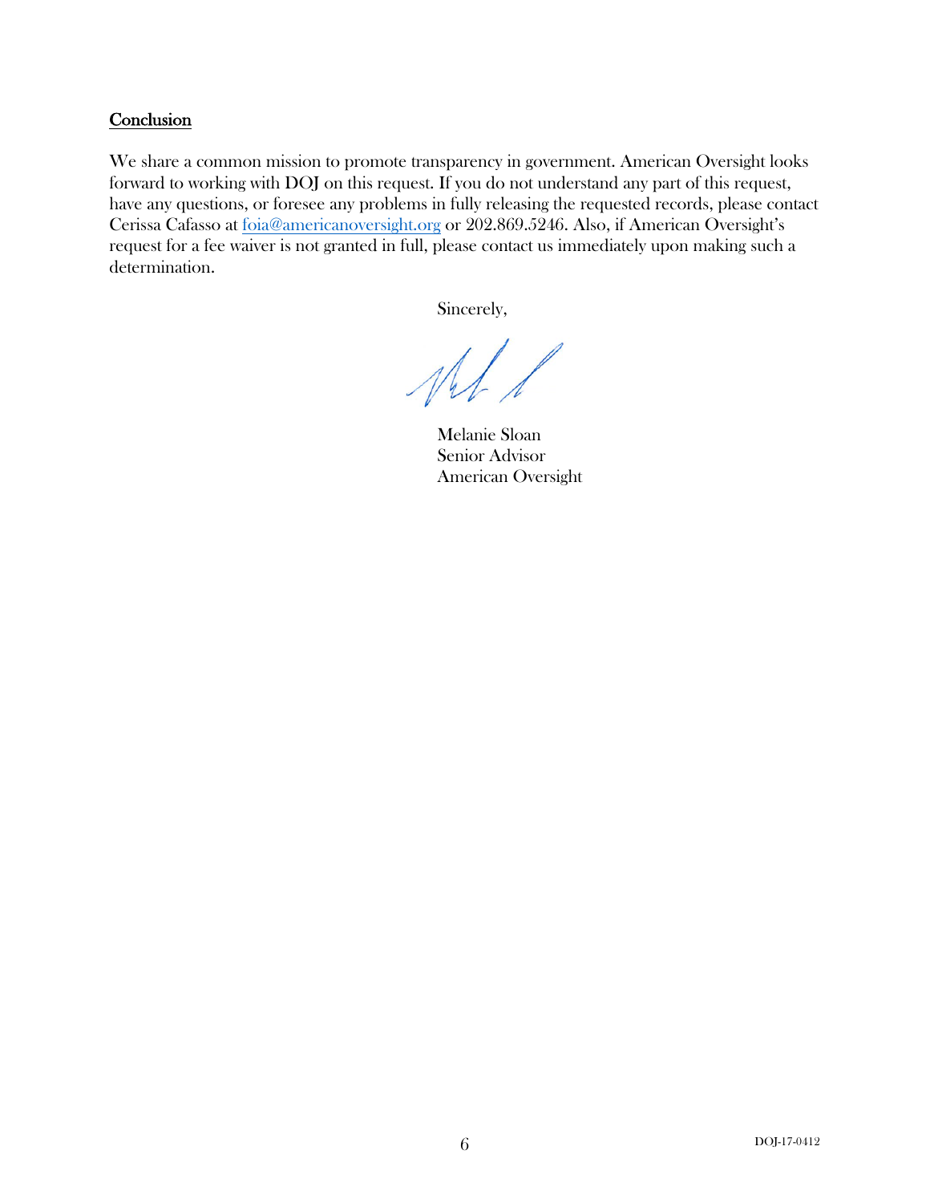## Conclusion

We share a common mission to promote transparency in government. American Oversight looks forward to working with DOJ on this request. If you do not understand any part of this request, have any questions, or foresee any problems in fully releasing the requested records, please contact Cerissa Cafasso at [foia@americanoversight.org](mailto:foia@americanoversight.org) or 202.869.5246. Also, if American Oversight's request for a fee waiver is not granted in full, please contact us immediately upon making such a determination.

Sincerely,

Melanie Sloan
Senior Advisor
American Oversight

DOJ-17-0412